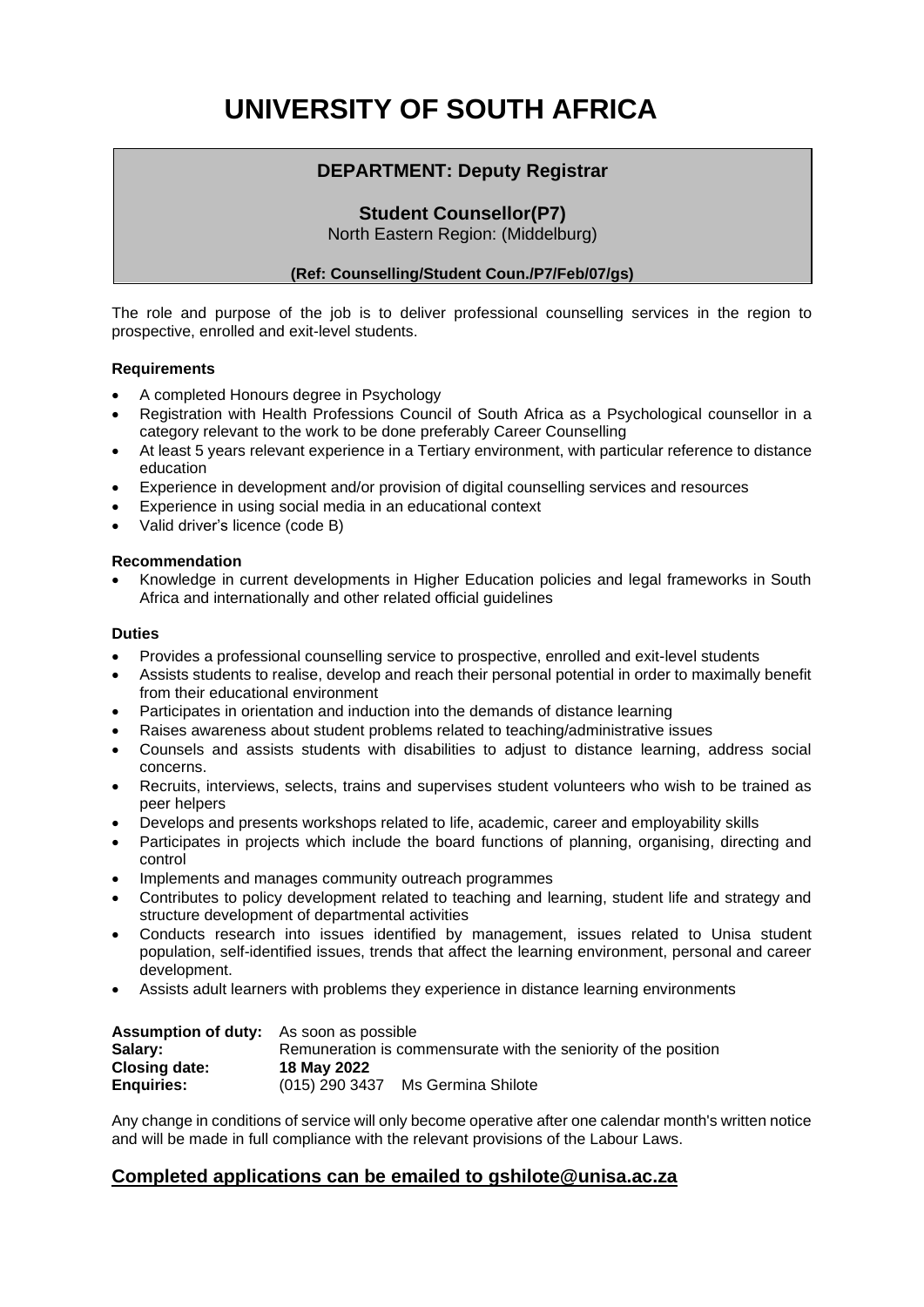# UNIVERSITY OF SOUTH AFRICA

## DEPARTMENT: Deputy Registrar

### Student Counsellor(P7)

North Eastern Region: (Middelburg)

**(Ref: Counselling/Student Coun./P7/Feb/07/gs)**

The role and purpose of the job is to deliver professional counselling services in the region to prospective, enrolled and exit-level students.

**Requirements**

- A completed Honours degree in Psychology
- Registration with Health Professions Council of South Africa as a Psychological counsellor in a category relevant to the work to be done preferably Career Counselling
- At least 5 years relevant experience in a Tertiary environment, with particular reference to distance education
- Experience in development and/or provision of digital counselling services and resources
- Experience in using social media in an educational context
- Valid driver's licence (code B)

**Recommendation**

- Knowledge in current developments in Higher Education policies and legal frameworks in South Africa and internationally and other related official guidelines

**Duties**

- Provides a professional counselling service to prospective, enrolled and exit-level students
- Assists students to realise, develop and reach their personal potential in order to maximally benefit from their educational environment
- Participates in orientation and induction into the demands of distance learning
- Raises awareness about student problems related to teaching/administrative issues
- Counsels and assists students with disabilities to adjust to distance learning, address social concerns.
- Recruits, interviews, selects, trains and supervises student volunteers who wish to be trained as peer helpers
- Develops and presents workshops related to life, academic, career and employability skills
- Participates in projects which include the board functions of planning, organising, directing and control
- Implements and manages community outreach programmes
- Contributes to policy development related to teaching and learning, student life and strategy and structure development of departmental activities
- Conducts research into issues identified by management, issues related to Unisa student population, self-identified issues, trends that affect the learning environment, personal and career development.
- Assists adult learners with problems they experience in distance learning environments

**Assumption of duty:** As soon as possible
**Salary:** Remuneration is commensurate with the seniority of the position
**Closing date:** **18 May 2022**
**Enquiries:** (015) 290 3437 Ms Germina Shilote

Any change in conditions of service will only become operative after one calendar month's written notice and will be made in full compliance with the relevant provisions of the Labour Laws.

## Completed applications can be emailed to gshilote@unisa.ac.za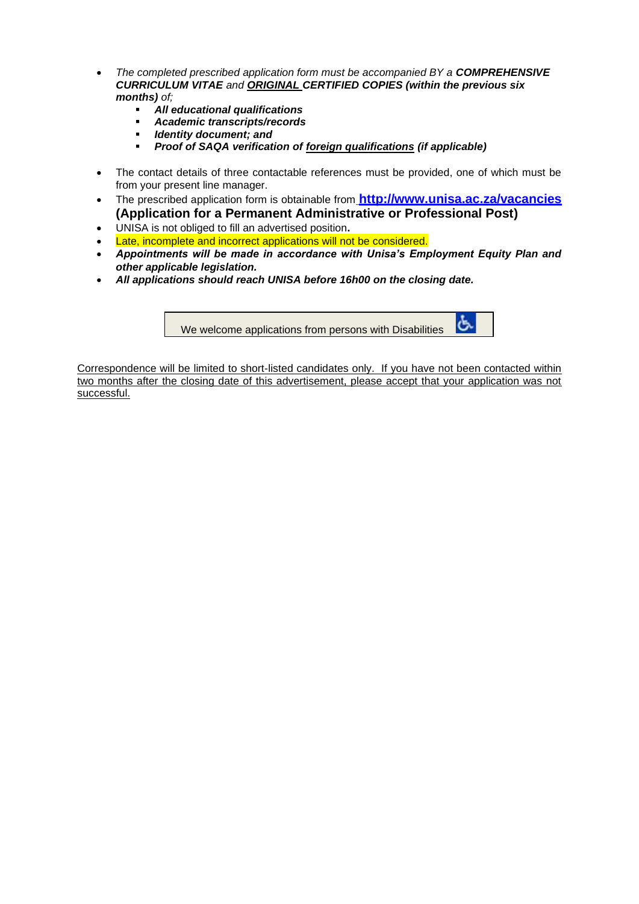- *The completed prescribed application form must be accompanied BY a* ***COMPREHENSIVE CURRICULUM VITAE*** *and* ***ORIGINAL CERTIFIED COPIES (within the previous six months)*** *of;*
  - ***All educational qualifications***
  - ***Academic transcripts/records***
  - ***Identity document; and***
  - ***Proof of SAQA verification of foreign qualifications (if applicable)***

- The contact details of three contactable references must be provided, one of which must be from your present line manager.
- The prescribed application form is obtainable from **http://www.unisa.ac.za/vacancies** **(Application for a Permanent Administrative or Professional Post)**
- UNISA is not obliged to fill an advertised position**.**
- Late, incomplete and incorrect applications will not be considered.
- ***Appointments will be made in accordance with Unisa's Employment Equity Plan and other applicable legislation.***
- ***All applications should reach UNISA before 16h00 on the closing date.***

We welcome applications from persons with Disabilities

Correspondence will be limited to short-listed candidates only. If you have not been contacted within two months after the closing date of this advertisement, please accept that your application was not successful.